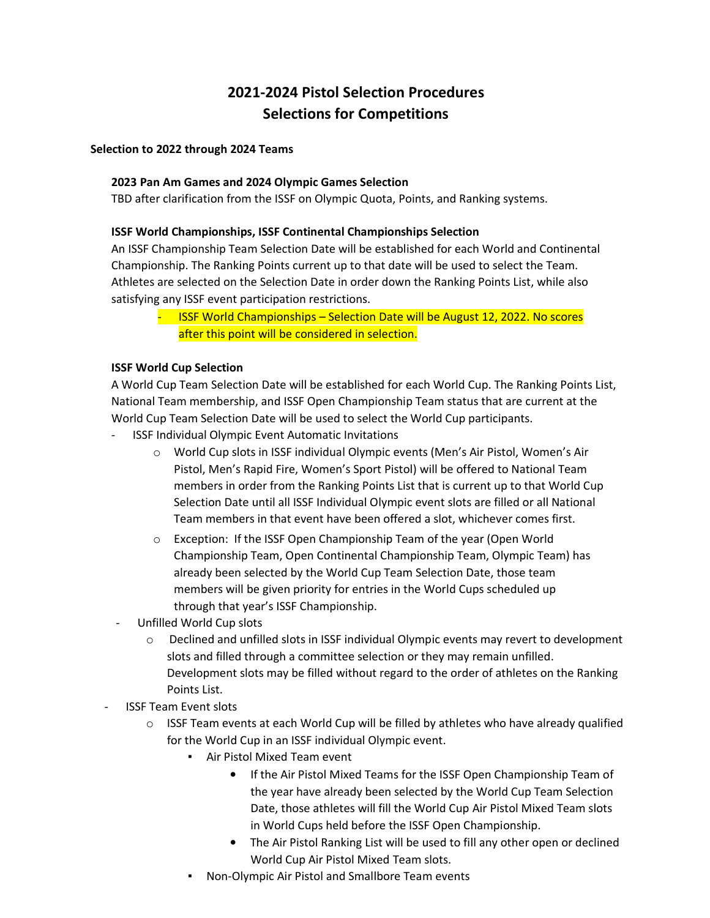# 2021-2024 Pistol Selection Procedures
# Selections for Competitions

## Selection to 2022 through 2024 Teams

### 2023 Pan Am Games and 2024 Olympic Games Selection

TBD after clarification from the ISSF on Olympic Quota, Points, and Ranking systems.

### ISSF World Championships, ISSF Continental Championships Selection

An ISSF Championship Team Selection Date will be established for each World and Continental Championship. The Ranking Points current up to that date will be used to select the Team. Athletes are selected on the Selection Date in order down the Ranking Points List, while also satisfying any ISSF event participation restrictions.

- ISSF World Championships – Selection Date will be August 12, 2022. No scores after this point will be considered in selection.

### ISSF World Cup Selection

A World Cup Team Selection Date will be established for each World Cup. The Ranking Points List, National Team membership, and ISSF Open Championship Team status that are current at the World Cup Team Selection Date will be used to select the World Cup participants.

- ISSF Individual Olympic Event Automatic Invitations
  - World Cup slots in ISSF individual Olympic events (Men's Air Pistol, Women's Air Pistol, Men's Rapid Fire, Women's Sport Pistol) will be offered to National Team members in order from the Ranking Points List that is current up to that World Cup Selection Date until all ISSF Individual Olympic event slots are filled or all National Team members in that event have been offered a slot, whichever comes first.
  - Exception: If the ISSF Open Championship Team of the year (Open World Championship Team, Open Continental Championship Team, Olympic Team) has already been selected by the World Cup Team Selection Date, those team members will be given priority for entries in the World Cups scheduled up through that year's ISSF Championship.
- Unfilled World Cup slots
  - Declined and unfilled slots in ISSF individual Olympic events may revert to development slots and filled through a committee selection or they may remain unfilled. Development slots may be filled without regard to the order of athletes on the Ranking Points List.
- ISSF Team Event slots
  - ISSF Team events at each World Cup will be filled by athletes who have already qualified for the World Cup in an ISSF individual Olympic event.
    - Air Pistol Mixed Team event
      - If the Air Pistol Mixed Teams for the ISSF Open Championship Team of the year have already been selected by the World Cup Team Selection Date, those athletes will fill the World Cup Air Pistol Mixed Team slots in World Cups held before the ISSF Open Championship.
      - The Air Pistol Ranking List will be used to fill any other open or declined World Cup Air Pistol Mixed Team slots.
    - Non-Olympic Air Pistol and Smallbore Team events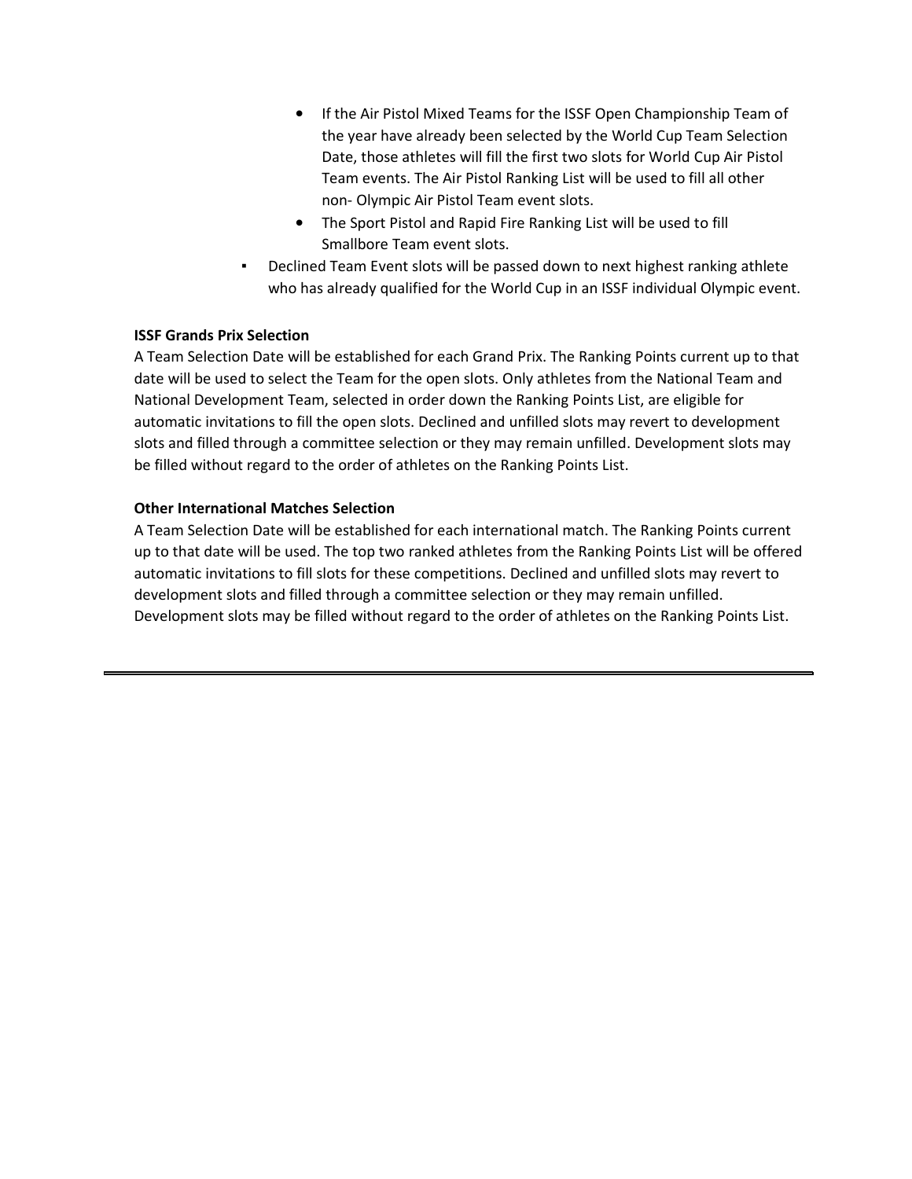- If the Air Pistol Mixed Teams for the ISSF Open Championship Team of the year have already been selected by the World Cup Team Selection Date, those athletes will fill the first two slots for World Cup Air Pistol Team events. The Air Pistol Ranking List will be used to fill all other non- Olympic Air Pistol Team event slots.
    - The Sport Pistol and Rapid Fire Ranking List will be used to fill Smallbore Team event slots.
- Declined Team Event slots will be passed down to next highest ranking athlete who has already qualified for the World Cup in an ISSF individual Olympic event.

**ISSF Grands Prix Selection**

A Team Selection Date will be established for each Grand Prix. The Ranking Points current up to that date will be used to select the Team for the open slots. Only athletes from the National Team and National Development Team, selected in order down the Ranking Points List, are eligible for automatic invitations to fill the open slots. Declined and unfilled slots may revert to development slots and filled through a committee selection or they may remain unfilled. Development slots may be filled without regard to the order of athletes on the Ranking Points List.

**Other International Matches Selection**

A Team Selection Date will be established for each international match. The Ranking Points current up to that date will be used. The top two ranked athletes from the Ranking Points List will be offered automatic invitations to fill slots for these competitions. Declined and unfilled slots may revert to development slots and filled through a committee selection or they may remain unfilled. Development slots may be filled without regard to the order of athletes on the Ranking Points List.

---